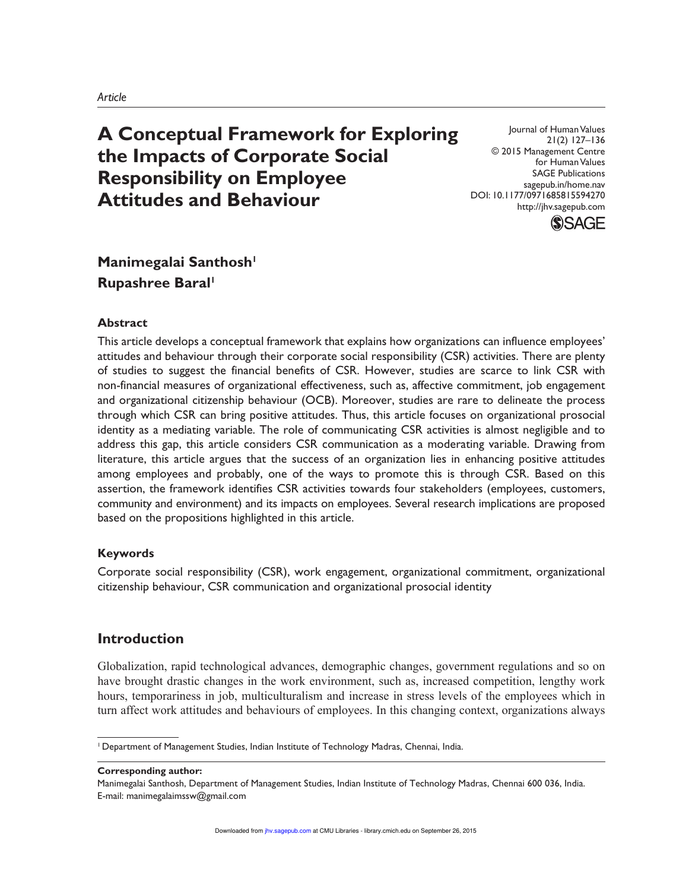*Article*

# A Conceptual Framework for Exploring the Impacts of Corporate Social Responsibility on Employee Attitudes and Behaviour

**Manimegalai Santhosh**[1]
**Rupashree Baral**[1]

## Abstract

This article develops a conceptual framework that explains how organizations can influence employees' attitudes and behaviour through their corporate social responsibility (CSR) activities. There are plenty of studies to suggest the financial benefits of CSR. However, studies are scarce to link CSR with non-financial measures of organizational effectiveness, such as, affective commitment, job engagement and organizational citizenship behaviour (OCB). Moreover, studies are rare to delineate the process through which CSR can bring positive attitudes. Thus, this article focuses on organizational prosocial identity as a mediating variable. The role of communicating CSR activities is almost negligible and to address this gap, this article considers CSR communication as a moderating variable. Drawing from literature, this article argues that the success of an organization lies in enhancing positive attitudes among employees and probably, one of the ways to promote this is through CSR. Based on this assertion, the framework identifies CSR activities towards four stakeholders (employees, customers, community and environment) and its impacts on employees. Several research implications are proposed based on the propositions highlighted in this article.

## Keywords

Corporate social responsibility (CSR), work engagement, organizational commitment, organizational citizenship behaviour, CSR communication and organizational prosocial identity

## Introduction

Globalization, rapid technological advances, demographic changes, government regulations and so on have brought drastic changes in the work environment, such as, increased competition, lengthy work hours, temporariness in job, multiculturalism and increase in stress levels of the employees which in turn affect work attitudes and behaviours of employees. In this changing context, organizations always

[1] Department of Management Studies, Indian Institute of Technology Madras, Chennai, India.

**Corresponding author:**
Manimegalai Santhosh, Department of Management Studies, Indian Institute of Technology Madras, Chennai 600 036, India.
E-mail: manimegalaimssw@gmail.com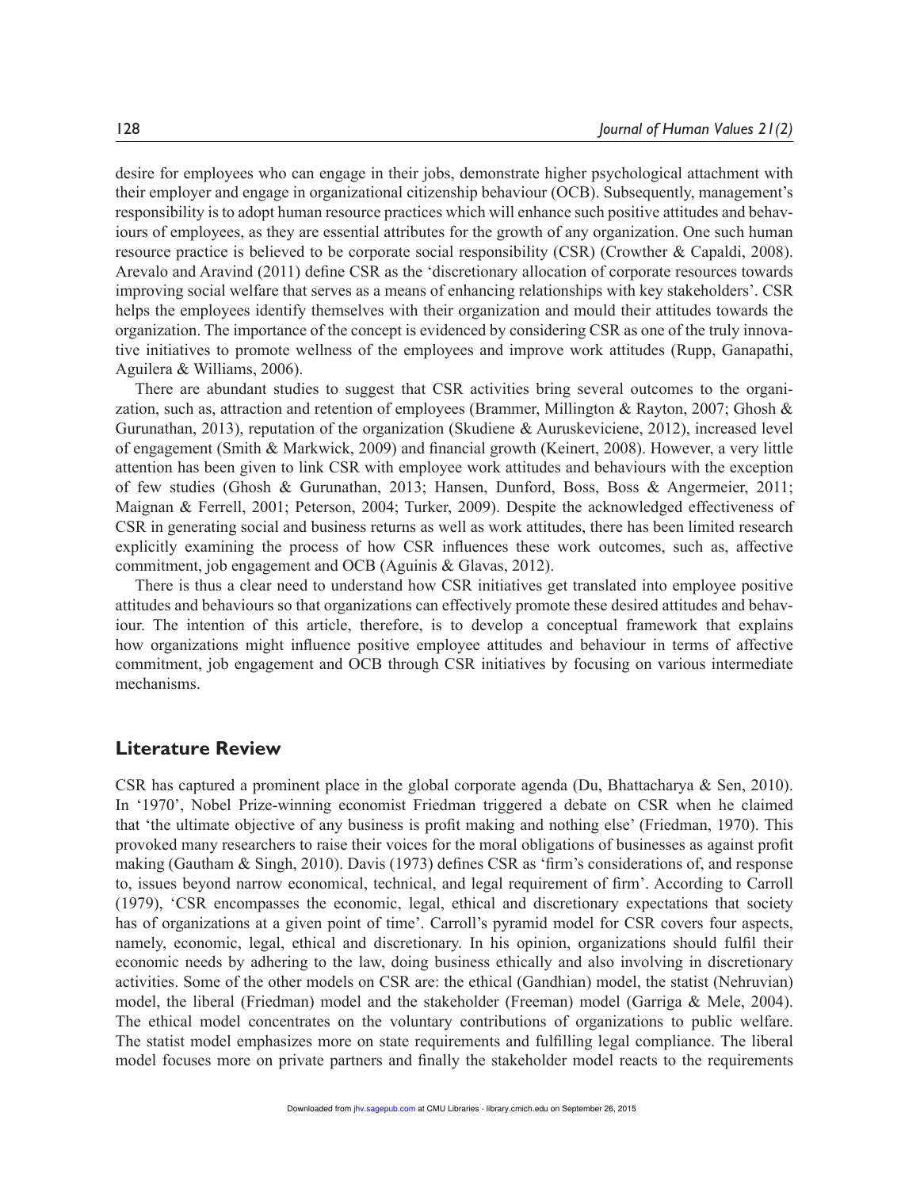desire for employees who can engage in their jobs, demonstrate higher psychological attachment with their employer and engage in organizational citizenship behaviour (OCB). Subsequently, management's responsibility is to adopt human resource practices which will enhance such positive attitudes and behaviours of employees, as they are essential attributes for the growth of any organization. One such human resource practice is believed to be corporate social responsibility (CSR) (Crowther & Capaldi, 2008). Arevalo and Aravind (2011) define CSR as the 'discretionary allocation of corporate resources towards improving social welfare that serves as a means of enhancing relationships with key stakeholders'. CSR helps the employees identify themselves with their organization and mould their attitudes towards the organization. The importance of the concept is evidenced by considering CSR as one of the truly innovative initiatives to promote wellness of the employees and improve work attitudes (Rupp, Ganapathi, Aguilera & Williams, 2006).

There are abundant studies to suggest that CSR activities bring several outcomes to the organization, such as, attraction and retention of employees (Brammer, Millington & Rayton, 2007; Ghosh & Gurunathan, 2013), reputation of the organization (Skudiene & Auruskeviciene, 2012), increased level of engagement (Smith & Markwick, 2009) and financial growth (Keinert, 2008). However, a very little attention has been given to link CSR with employee work attitudes and behaviours with the exception of few studies (Ghosh & Gurunathan, 2013; Hansen, Dunford, Boss, Boss & Angermeier, 2011; Maignan & Ferrell, 2001; Peterson, 2004; Turker, 2009). Despite the acknowledged effectiveness of CSR in generating social and business returns as well as work attitudes, there has been limited research explicitly examining the process of how CSR influences these work outcomes, such as, affective commitment, job engagement and OCB (Aguinis & Glavas, 2012).

There is thus a clear need to understand how CSR initiatives get translated into employee positive attitudes and behaviours so that organizations can effectively promote these desired attitudes and behaviour. The intention of this article, therefore, is to develop a conceptual framework that explains how organizations might influence positive employee attitudes and behaviour in terms of affective commitment, job engagement and OCB through CSR initiatives by focusing on various intermediate mechanisms.

## Literature Review

CSR has captured a prominent place in the global corporate agenda (Du, Bhattacharya & Sen, 2010). In '1970', Nobel Prize-winning economist Friedman triggered a debate on CSR when he claimed that 'the ultimate objective of any business is profit making and nothing else' (Friedman, 1970). This provoked many researchers to raise their voices for the moral obligations of businesses as against profit making (Gautham & Singh, 2010). Davis (1973) defines CSR as 'firm's considerations of, and response to, issues beyond narrow economical, technical, and legal requirement of firm'. According to Carroll (1979), 'CSR encompasses the economic, legal, ethical and discretionary expectations that society has of organizations at a given point of time'. Carroll's pyramid model for CSR covers four aspects, namely, economic, legal, ethical and discretionary. In his opinion, organizations should fulfil their economic needs by adhering to the law, doing business ethically and also involving in discretionary activities. Some of the other models on CSR are: the ethical (Gandhian) model, the statist (Nehruvian) model, the liberal (Friedman) model and the stakeholder (Freeman) model (Garriga & Mele, 2004). The ethical model concentrates on the voluntary contributions of organizations to public welfare. The statist model emphasizes more on state requirements and fulfilling legal compliance. The liberal model focuses more on private partners and finally the stakeholder model reacts to the requirements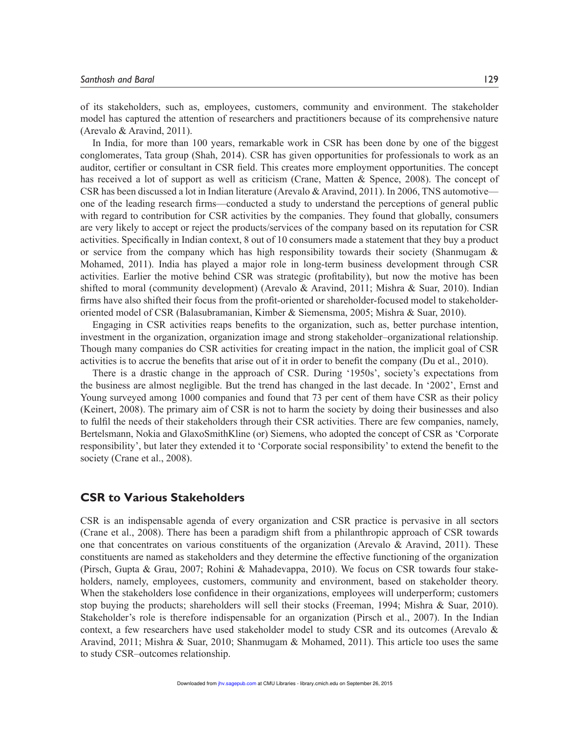of its stakeholders, such as, employees, customers, community and environment. The stakeholder model has captured the attention of researchers and practitioners because of its comprehensive nature (Arevalo & Aravind, 2011).

In India, for more than 100 years, remarkable work in CSR has been done by one of the biggest conglomerates, Tata group (Shah, 2014). CSR has given opportunities for professionals to work as an auditor, certifier or consultant in CSR field. This creates more employment opportunities. The concept has received a lot of support as well as criticism (Crane, Matten & Spence, 2008). The concept of CSR has been discussed a lot in Indian literature (Arevalo & Aravind, 2011). In 2006, TNS automotive—one of the leading research firms—conducted a study to understand the perceptions of general public with regard to contribution for CSR activities by the companies. They found that globally, consumers are very likely to accept or reject the products/services of the company based on its reputation for CSR activities. Specifically in Indian context, 8 out of 10 consumers made a statement that they buy a product or service from the company which has high responsibility towards their society (Shanmugam & Mohamed, 2011). India has played a major role in long-term business development through CSR activities. Earlier the motive behind CSR was strategic (profitability), but now the motive has been shifted to moral (community development) (Arevalo & Aravind, 2011; Mishra & Suar, 2010). Indian firms have also shifted their focus from the profit-oriented or shareholder-focused model to stakeholder-oriented model of CSR (Balasubramanian, Kimber & Siemensma, 2005; Mishra & Suar, 2010).

Engaging in CSR activities reaps benefits to the organization, such as, better purchase intention, investment in the organization, organization image and strong stakeholder–organizational relationship. Though many companies do CSR activities for creating impact in the nation, the implicit goal of CSR activities is to accrue the benefits that arise out of it in order to benefit the company (Du et al., 2010).

There is a drastic change in the approach of CSR. During '1950s', society's expectations from the business are almost negligible. But the trend has changed in the last decade. In '2002', Ernst and Young surveyed among 1000 companies and found that 73 per cent of them have CSR as their policy (Keinert, 2008). The primary aim of CSR is not to harm the society by doing their businesses and also to fulfil the needs of their stakeholders through their CSR activities. There are few companies, namely, Bertelsmann, Nokia and GlaxoSmithKline (or) Siemens, who adopted the concept of CSR as 'Corporate responsibility', but later they extended it to 'Corporate social responsibility' to extend the benefit to the society (Crane et al., 2008).

## CSR to Various Stakeholders

CSR is an indispensable agenda of every organization and CSR practice is pervasive in all sectors (Crane et al., 2008). There has been a paradigm shift from a philanthropic approach of CSR towards one that concentrates on various constituents of the organization (Arevalo & Aravind, 2011). These constituents are named as stakeholders and they determine the effective functioning of the organization (Pirsch, Gupta & Grau, 2007; Rohini & Mahadevappa, 2010). We focus on CSR towards four stakeholders, namely, employees, customers, community and environment, based on stakeholder theory. When the stakeholders lose confidence in their organizations, employees will underperform; customers stop buying the products; shareholders will sell their stocks (Freeman, 1994; Mishra & Suar, 2010). Stakeholder's role is therefore indispensable for an organization (Pirsch et al., 2007). In the Indian context, a few researchers have used stakeholder model to study CSR and its outcomes (Arevalo & Aravind, 2011; Mishra & Suar, 2010; Shanmugam & Mohamed, 2011). This article too uses the same to study CSR–outcomes relationship.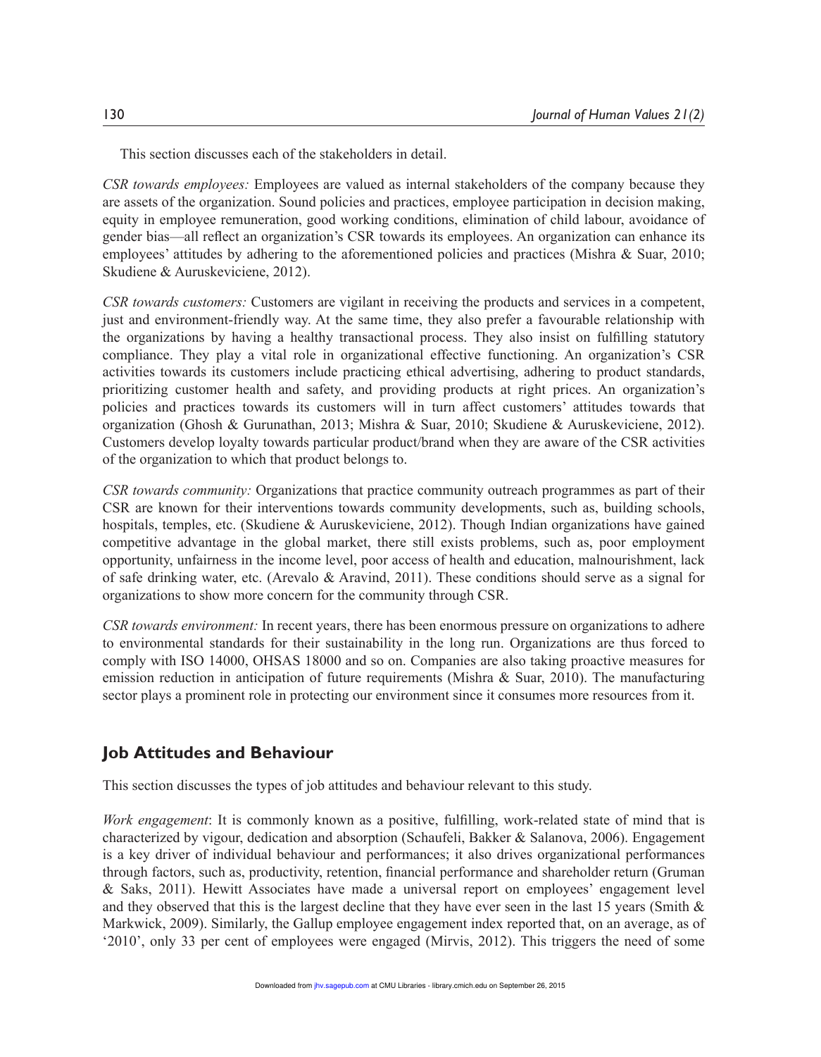This section discusses each of the stakeholders in detail.

*CSR towards employees:* Employees are valued as internal stakeholders of the company because they are assets of the organization. Sound policies and practices, employee participation in decision making, equity in employee remuneration, good working conditions, elimination of child labour, avoidance of gender bias—all reflect an organization's CSR towards its employees. An organization can enhance its employees' attitudes by adhering to the aforementioned policies and practices (Mishra & Suar, 2010; Skudiene & Auruskeviciene, 2012).

*CSR towards customers:* Customers are vigilant in receiving the products and services in a competent, just and environment-friendly way. At the same time, they also prefer a favourable relationship with the organizations by having a healthy transactional process. They also insist on fulfilling statutory compliance. They play a vital role in organizational effective functioning. An organization's CSR activities towards its customers include practicing ethical advertising, adhering to product standards, prioritizing customer health and safety, and providing products at right prices. An organization's policies and practices towards its customers will in turn affect customers' attitudes towards that organization (Ghosh & Gurunathan, 2013; Mishra & Suar, 2010; Skudiene & Auruskeviciene, 2012). Customers develop loyalty towards particular product/brand when they are aware of the CSR activities of the organization to which that product belongs to.

*CSR towards community:* Organizations that practice community outreach programmes as part of their CSR are known for their interventions towards community developments, such as, building schools, hospitals, temples, etc. (Skudiene & Auruskeviciene, 2012). Though Indian organizations have gained competitive advantage in the global market, there still exists problems, such as, poor employment opportunity, unfairness in the income level, poor access of health and education, malnourishment, lack of safe drinking water, etc. (Arevalo & Aravind, 2011). These conditions should serve as a signal for organizations to show more concern for the community through CSR.

*CSR towards environment:* In recent years, there has been enormous pressure on organizations to adhere to environmental standards for their sustainability in the long run. Organizations are thus forced to comply with ISO 14000, OHSAS 18000 and so on. Companies are also taking proactive measures for emission reduction in anticipation of future requirements (Mishra & Suar, 2010). The manufacturing sector plays a prominent role in protecting our environment since it consumes more resources from it.

## Job Attitudes and Behaviour

This section discusses the types of job attitudes and behaviour relevant to this study.

*Work engagement*: It is commonly known as a positive, fulfilling, work-related state of mind that is characterized by vigour, dedication and absorption (Schaufeli, Bakker & Salanova, 2006). Engagement is a key driver of individual behaviour and performances; it also drives organizational performances through factors, such as, productivity, retention, financial performance and shareholder return (Gruman & Saks, 2011). Hewitt Associates have made a universal report on employees' engagement level and they observed that this is the largest decline that they have ever seen in the last 15 years (Smith & Markwick, 2009). Similarly, the Gallup employee engagement index reported that, on an average, as of '2010', only 33 per cent of employees were engaged (Mirvis, 2012). This triggers the need of some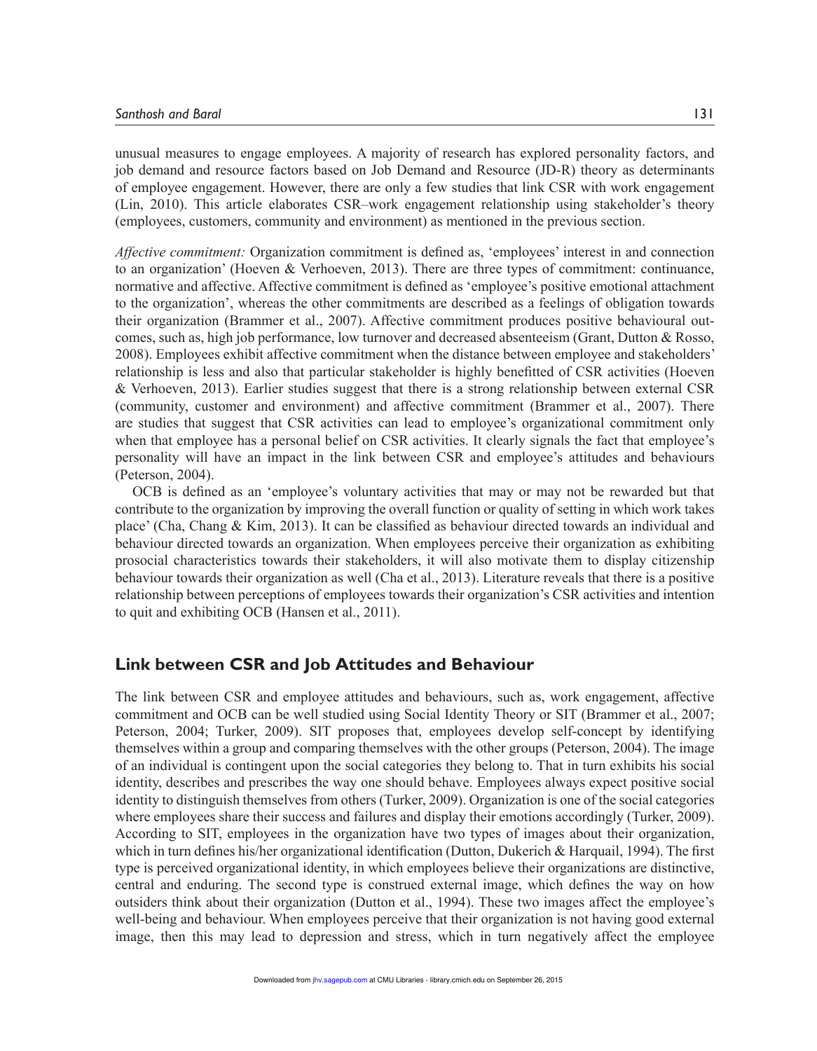unusual measures to engage employees. A majority of research has explored personality factors, and job demand and resource factors based on Job Demand and Resource (JD-R) theory as determinants of employee engagement. However, there are only a few studies that link CSR with work engagement (Lin, 2010). This article elaborates CSR–work engagement relationship using stakeholder's theory (employees, customers, community and environment) as mentioned in the previous section.

*Affective commitment:* Organization commitment is defined as, 'employees' interest in and connection to an organization' (Hoeven & Verhoeven, 2013). There are three types of commitment: continuance, normative and affective. Affective commitment is defined as 'employee's positive emotional attachment to the organization', whereas the other commitments are described as a feelings of obligation towards their organization (Brammer et al., 2007). Affective commitment produces positive behavioural outcomes, such as, high job performance, low turnover and decreased absenteeism (Grant, Dutton & Rosso, 2008). Employees exhibit affective commitment when the distance between employee and stakeholders' relationship is less and also that particular stakeholder is highly benefitted of CSR activities (Hoeven & Verhoeven, 2013). Earlier studies suggest that there is a strong relationship between external CSR (community, customer and environment) and affective commitment (Brammer et al., 2007). There are studies that suggest that CSR activities can lead to employee's organizational commitment only when that employee has a personal belief on CSR activities. It clearly signals the fact that employee's personality will have an impact in the link between CSR and employee's attitudes and behaviours (Peterson, 2004).

OCB is defined as an 'employee's voluntary activities that may or may not be rewarded but that contribute to the organization by improving the overall function or quality of setting in which work takes place' (Cha, Chang & Kim, 2013). It can be classified as behaviour directed towards an individual and behaviour directed towards an organization. When employees perceive their organization as exhibiting prosocial characteristics towards their stakeholders, it will also motivate them to display citizenship behaviour towards their organization as well (Cha et al., 2013). Literature reveals that there is a positive relationship between perceptions of employees towards their organization's CSR activities and intention to quit and exhibiting OCB (Hansen et al., 2011).

## Link between CSR and Job Attitudes and Behaviour

The link between CSR and employee attitudes and behaviours, such as, work engagement, affective commitment and OCB can be well studied using Social Identity Theory or SIT (Brammer et al., 2007; Peterson, 2004; Turker, 2009). SIT proposes that, employees develop self-concept by identifying themselves within a group and comparing themselves with the other groups (Peterson, 2004). The image of an individual is contingent upon the social categories they belong to. That in turn exhibits his social identity, describes and prescribes the way one should behave. Employees always expect positive social identity to distinguish themselves from others (Turker, 2009). Organization is one of the social categories where employees share their success and failures and display their emotions accordingly (Turker, 2009). According to SIT, employees in the organization have two types of images about their organization, which in turn defines his/her organizational identification (Dutton, Dukerich & Harquail, 1994). The first type is perceived organizational identity, in which employees believe their organizations are distinctive, central and enduring. The second type is construed external image, which defines the way on how outsiders think about their organization (Dutton et al., 1994). These two images affect the employee's well-being and behaviour. When employees perceive that their organization is not having good external image, then this may lead to depression and stress, which in turn negatively affect the employee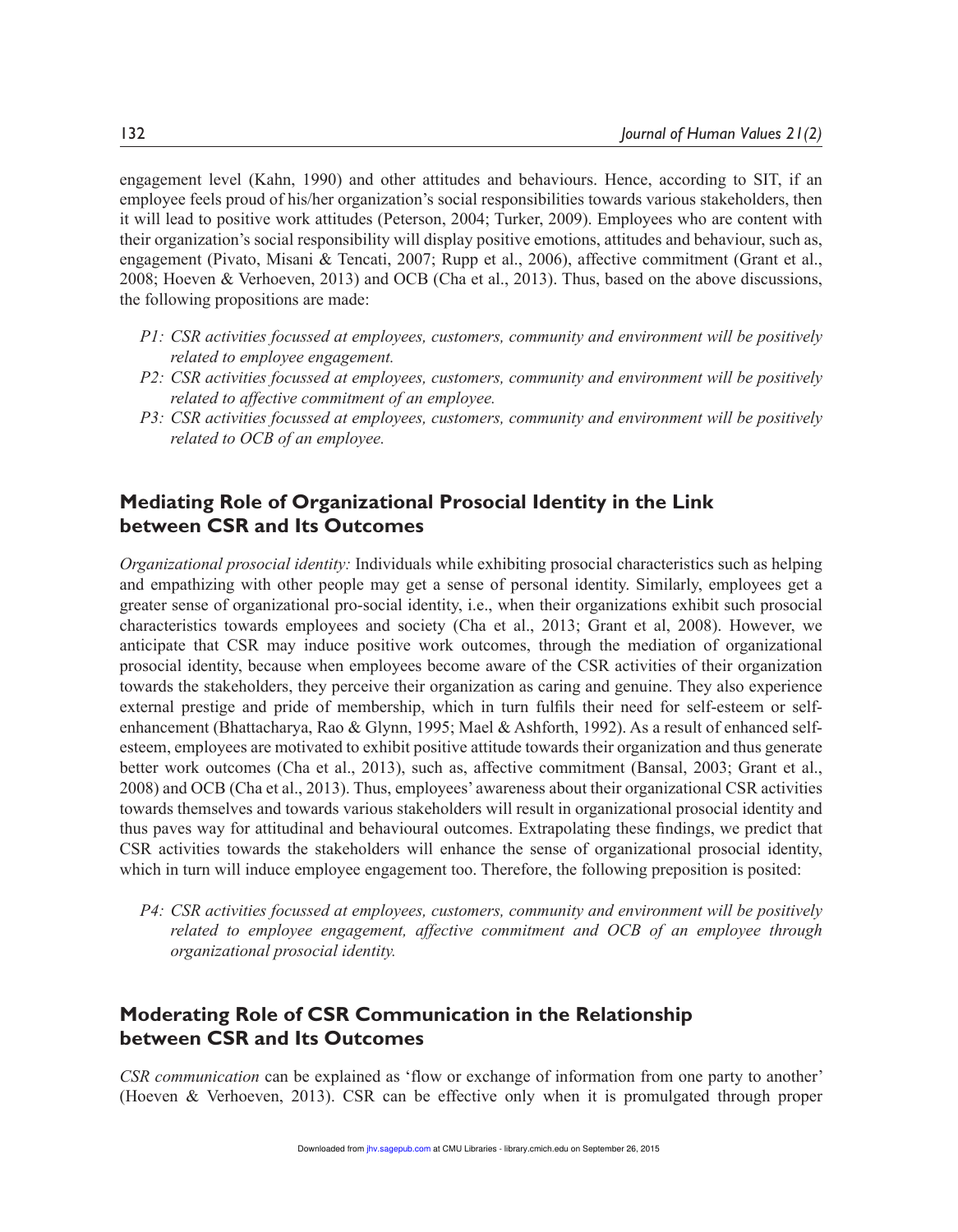engagement level (Kahn, 1990) and other attitudes and behaviours. Hence, according to SIT, if an employee feels proud of his/her organization's social responsibilities towards various stakeholders, then it will lead to positive work attitudes (Peterson, 2004; Turker, 2009). Employees who are content with their organization's social responsibility will display positive emotions, attitudes and behaviour, such as, engagement (Pivato, Misani & Tencati, 2007; Rupp et al., 2006), affective commitment (Grant et al., 2008; Hoeven & Verhoeven, 2013) and OCB (Cha et al., 2013). Thus, based on the above discussions, the following propositions are made:

- *P1: CSR activities focussed at employees, customers, community and environment will be positively related to employee engagement.*
- *P2: CSR activities focussed at employees, customers, community and environment will be positively related to affective commitment of an employee.*
- *P3: CSR activities focussed at employees, customers, community and environment will be positively related to OCB of an employee.*

## Mediating Role of Organizational Prosocial Identity in the Link between CSR and Its Outcomes

*Organizational prosocial identity:* Individuals while exhibiting prosocial characteristics such as helping and empathizing with other people may get a sense of personal identity. Similarly, employees get a greater sense of organizational pro-social identity, i.e., when their organizations exhibit such prosocial characteristics towards employees and society (Cha et al., 2013; Grant et al, 2008). However, we anticipate that CSR may induce positive work outcomes, through the mediation of organizational prosocial identity, because when employees become aware of the CSR activities of their organization towards the stakeholders, they perceive their organization as caring and genuine. They also experience external prestige and pride of membership, which in turn fulfils their need for self-esteem or self-enhancement (Bhattacharya, Rao & Glynn, 1995; Mael & Ashforth, 1992). As a result of enhanced self-esteem, employees are motivated to exhibit positive attitude towards their organization and thus generate better work outcomes (Cha et al., 2013), such as, affective commitment (Bansal, 2003; Grant et al., 2008) and OCB (Cha et al., 2013). Thus, employees' awareness about their organizational CSR activities towards themselves and towards various stakeholders will result in organizational prosocial identity and thus paves way for attitudinal and behavioural outcomes. Extrapolating these findings, we predict that CSR activities towards the stakeholders will enhance the sense of organizational prosocial identity, which in turn will induce employee engagement too. Therefore, the following preposition is posited:

- *P4: CSR activities focussed at employees, customers, community and environment will be positively related to employee engagement, affective commitment and OCB of an employee through organizational prosocial identity.*

## Moderating Role of CSR Communication in the Relationship between CSR and Its Outcomes

*CSR communication* can be explained as 'flow or exchange of information from one party to another' (Hoeven & Verhoeven, 2013). CSR can be effective only when it is promulgated through proper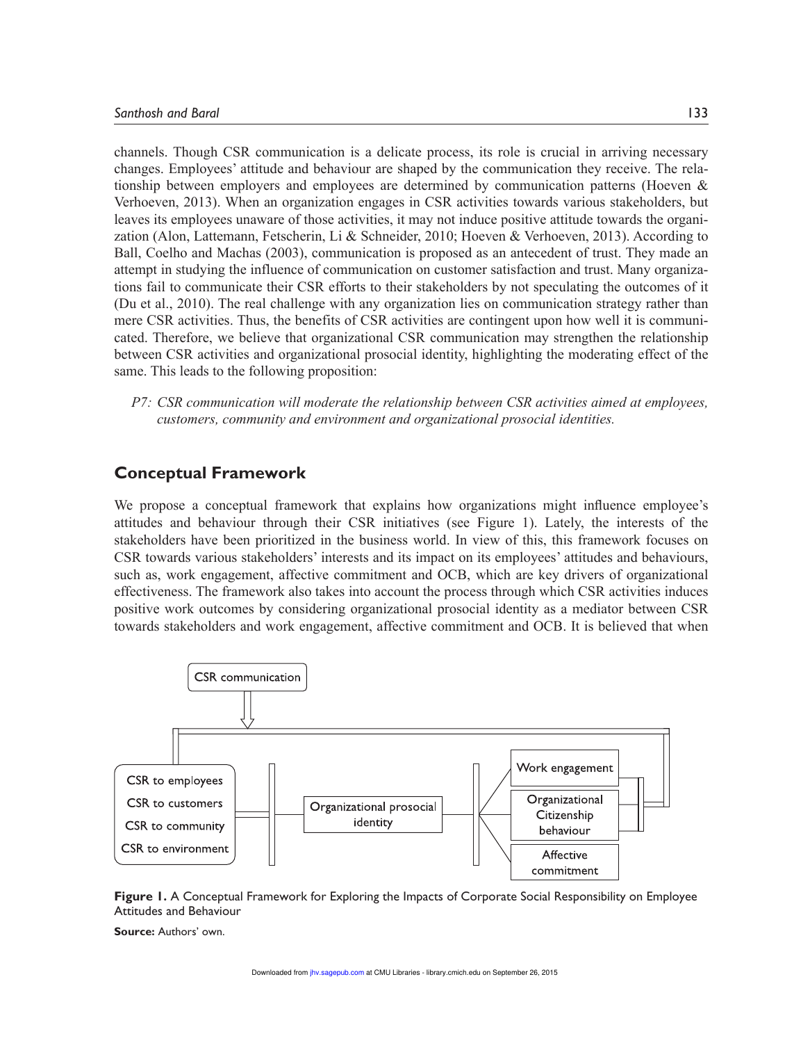channels. Though CSR communication is a delicate process, its role is crucial in arriving necessary changes. Employees' attitude and behaviour are shaped by the communication they receive. The relationship between employers and employees are determined by communication patterns (Hoeven & Verhoeven, 2013). When an organization engages in CSR activities towards various stakeholders, but leaves its employees unaware of those activities, it may not induce positive attitude towards the organization (Alon, Lattemann, Fetscherin, Li & Schneider, 2010; Hoeven & Verhoeven, 2013). According to Ball, Coelho and Machas (2003), communication is proposed as an antecedent of trust. They made an attempt in studying the influence of communication on customer satisfaction and trust. Many organizations fail to communicate their CSR efforts to their stakeholders by not speculating the outcomes of it (Du et al., 2010). The real challenge with any organization lies on communication strategy rather than mere CSR activities. Thus, the benefits of CSR activities are contingent upon how well it is communicated. Therefore, we believe that organizational CSR communication may strengthen the relationship between CSR activities and organizational prosocial identity, highlighting the moderating effect of the same. This leads to the following proposition:

> *P7: CSR communication will moderate the relationship between CSR activities aimed at employees, customers, community and environment and organizational prosocial identities.*

## Conceptual Framework

We propose a conceptual framework that explains how organizations might influence employee's attitudes and behaviour through their CSR initiatives (see Figure 1). Lately, the interests of the stakeholders have been prioritized in the business world. In view of this, this framework focuses on CSR towards various stakeholders' interests and its impact on its employees' attitudes and behaviours, such as, work engagement, affective commitment and OCB, which are key drivers of organizational effectiveness. The framework also takes into account the process through which CSR activities induces positive work outcomes by considering organizational prosocial identity as a mediator between CSR towards stakeholders and work engagement, affective commitment and OCB. It is believed that when

CSR communication

CSR to employees
CSR to customers
CSR to community
CSR to environment

Organizational prosocial identity

Work engagement
Organizational Citizenship behaviour
Affective commitment

**Figure 1.** A Conceptual Framework for Exploring the Impacts of Corporate Social Responsibility on Employee Attitudes and Behaviour

**Source:** Authors' own.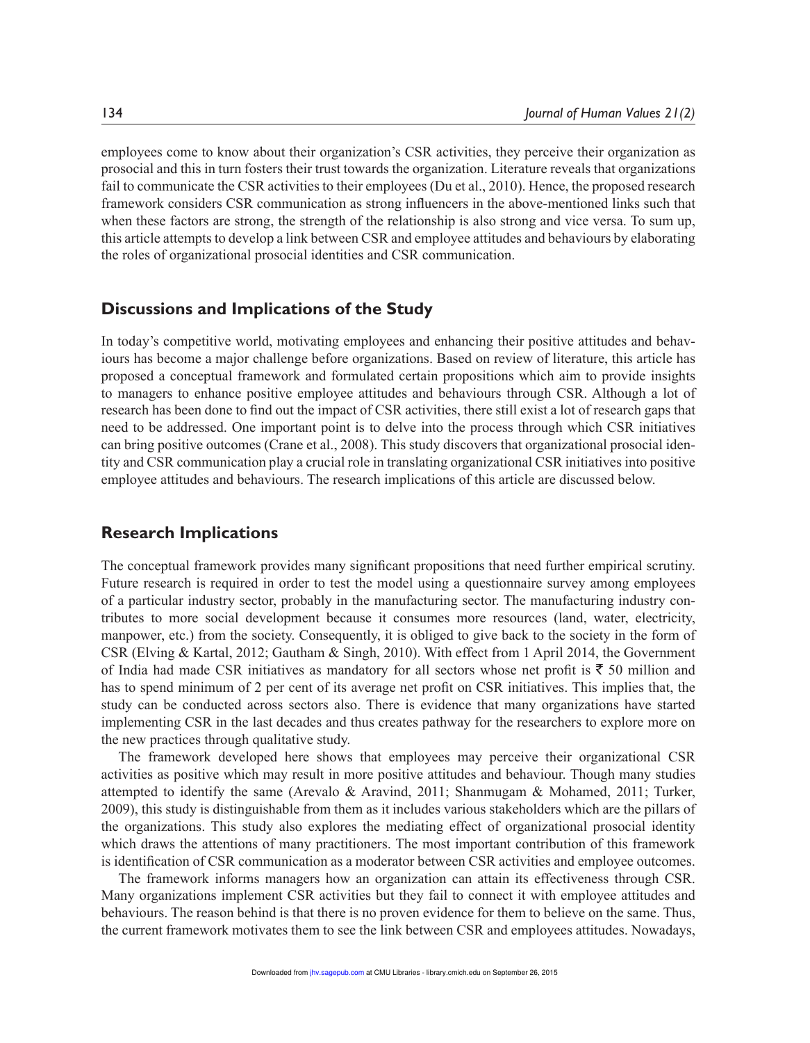employees come to know about their organization's CSR activities, they perceive their organization as prosocial and this in turn fosters their trust towards the organization. Literature reveals that organizations fail to communicate the CSR activities to their employees (Du et al., 2010). Hence, the proposed research framework considers CSR communication as strong influencers in the above-mentioned links such that when these factors are strong, the strength of the relationship is also strong and vice versa. To sum up, this article attempts to develop a link between CSR and employee attitudes and behaviours by elaborating the roles of organizational prosocial identities and CSR communication.

## Discussions and Implications of the Study

In today's competitive world, motivating employees and enhancing their positive attitudes and behaviours has become a major challenge before organizations. Based on review of literature, this article has proposed a conceptual framework and formulated certain propositions which aim to provide insights to managers to enhance positive employee attitudes and behaviours through CSR. Although a lot of research has been done to find out the impact of CSR activities, there still exist a lot of research gaps that need to be addressed. One important point is to delve into the process through which CSR initiatives can bring positive outcomes (Crane et al., 2008). This study discovers that organizational prosocial identity and CSR communication play a crucial role in translating organizational CSR initiatives into positive employee attitudes and behaviours. The research implications of this article are discussed below.

## Research Implications

The conceptual framework provides many significant propositions that need further empirical scrutiny. Future research is required in order to test the model using a questionnaire survey among employees of a particular industry sector, probably in the manufacturing sector. The manufacturing industry contributes to more social development because it consumes more resources (land, water, electricity, manpower, etc.) from the society. Consequently, it is obliged to give back to the society in the form of CSR (Elving & Kartal, 2012; Gautham & Singh, 2010). With effect from 1 April 2014, the Government of India had made CSR initiatives as mandatory for all sectors whose net profit is ₹ 50 million and has to spend minimum of 2 per cent of its average net profit on CSR initiatives. This implies that, the study can be conducted across sectors also. There is evidence that many organizations have started implementing CSR in the last decades and thus creates pathway for the researchers to explore more on the new practices through qualitative study.

The framework developed here shows that employees may perceive their organizational CSR activities as positive which may result in more positive attitudes and behaviour. Though many studies attempted to identify the same (Arevalo & Aravind, 2011; Shanmugam & Mohamed, 2011; Turker, 2009), this study is distinguishable from them as it includes various stakeholders which are the pillars of the organizations. This study also explores the mediating effect of organizational prosocial identity which draws the attentions of many practitioners. The most important contribution of this framework is identification of CSR communication as a moderator between CSR activities and employee outcomes.

The framework informs managers how an organization can attain its effectiveness through CSR. Many organizations implement CSR activities but they fail to connect it with employee attitudes and behaviours. The reason behind is that there is no proven evidence for them to believe on the same. Thus, the current framework motivates them to see the link between CSR and employees attitudes. Nowadays,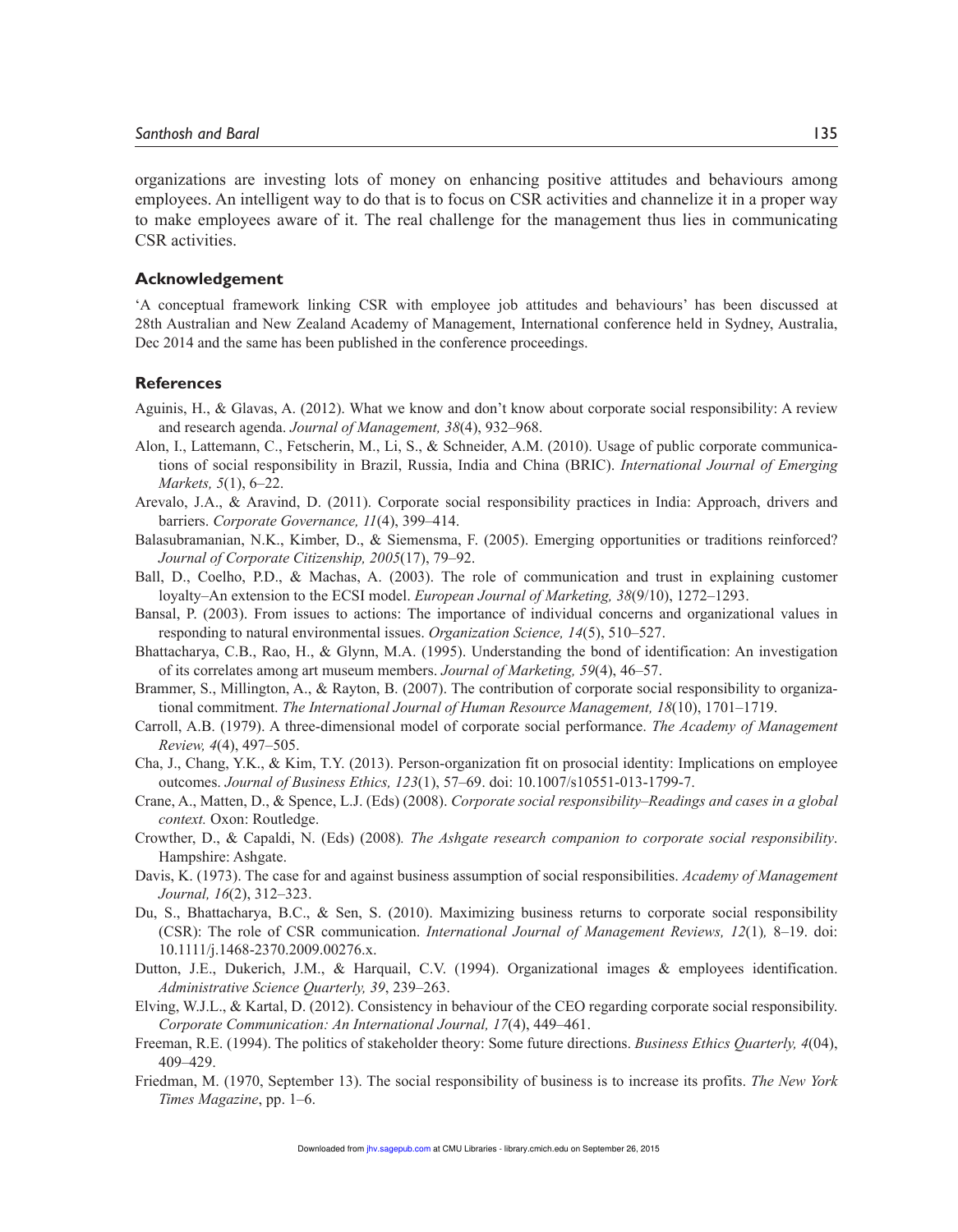organizations are investing lots of money on enhancing positive attitudes and behaviours among employees. An intelligent way to do that is to focus on CSR activities and channelize it in a proper way to make employees aware of it. The real challenge for the management thus lies in communicating CSR activities.

### Acknowledgement

'A conceptual framework linking CSR with employee job attitudes and behaviours' has been discussed at 28th Australian and New Zealand Academy of Management, International conference held in Sydney, Australia, Dec 2014 and the same has been published in the conference proceedings.

### References

Aguinis, H., & Glavas, A. (2012). What we know and don't know about corporate social responsibility: A review and research agenda. *Journal of Management, 38*(4), 932–968.

Alon, I., Lattemann, C., Fetscherin, M., Li, S., & Schneider, A.M. (2010). Usage of public corporate communications of social responsibility in Brazil, Russia, India and China (BRIC). *International Journal of Emerging Markets, 5*(1), 6–22.

Arevalo, J.A., & Aravind, D. (2011). Corporate social responsibility practices in India: Approach, drivers and barriers. *Corporate Governance, 11*(4), 399–414.

Balasubramanian, N.K., Kimber, D., & Siemensma, F. (2005). Emerging opportunities or traditions reinforced? *Journal of Corporate Citizenship, 2005*(17), 79–92.

Ball, D., Coelho, P.D., & Machas, A. (2003). The role of communication and trust in explaining customer loyalty–An extension to the ECSI model. *European Journal of Marketing, 38*(9/10), 1272–1293.

Bansal, P. (2003). From issues to actions: The importance of individual concerns and organizational values in responding to natural environmental issues. *Organization Science, 14*(5), 510–527.

Bhattacharya, C.B., Rao, H., & Glynn, M.A. (1995). Understanding the bond of identification: An investigation of its correlates among art museum members. *Journal of Marketing, 59*(4), 46–57.

Brammer, S., Millington, A., & Rayton, B. (2007). The contribution of corporate social responsibility to organizational commitment. *The International Journal of Human Resource Management, 18*(10), 1701–1719.

Carroll, A.B. (1979). A three-dimensional model of corporate social performance. *The Academy of Management Review, 4*(4), 497–505.

Cha, J., Chang, Y.K., & Kim, T.Y. (2013). Person-organization fit on prosocial identity: Implications on employee outcomes. *Journal of Business Ethics, 123*(1), 57–69. doi: 10.1007/s10551-013-1799-7.

Crane, A., Matten, D., & Spence, L.J. (Eds) (2008). *Corporate social responsibility–Readings and cases in a global context.* Oxon: Routledge.

Crowther, D., & Capaldi, N. (Eds) (2008). *The Ashgate research companion to corporate social responsibility*. Hampshire: Ashgate.

Davis, K. (1973). The case for and against business assumption of social responsibilities. *Academy of Management Journal, 16*(2), 312–323.

Du, S., Bhattacharya, B.C., & Sen, S. (2010). Maximizing business returns to corporate social responsibility (CSR): The role of CSR communication. *International Journal of Management Reviews, 12*(1)*,* 8–19. doi: 10.1111/j.1468-2370.2009.00276.x.

Dutton, J.E., Dukerich, J.M., & Harquail, C.V. (1994). Organizational images & employees identification. *Administrative Science Quarterly, 39*, 239–263.

Elving, W.J.L., & Kartal, D. (2012). Consistency in behaviour of the CEO regarding corporate social responsibility. *Corporate Communication: An International Journal, 17*(4), 449–461.

Freeman, R.E. (1994). The politics of stakeholder theory: Some future directions. *Business Ethics Quarterly, 4*(04), 409–429.

Friedman, M. (1970, September 13). The social responsibility of business is to increase its profits. *The New York Times Magazine*, pp. 1–6.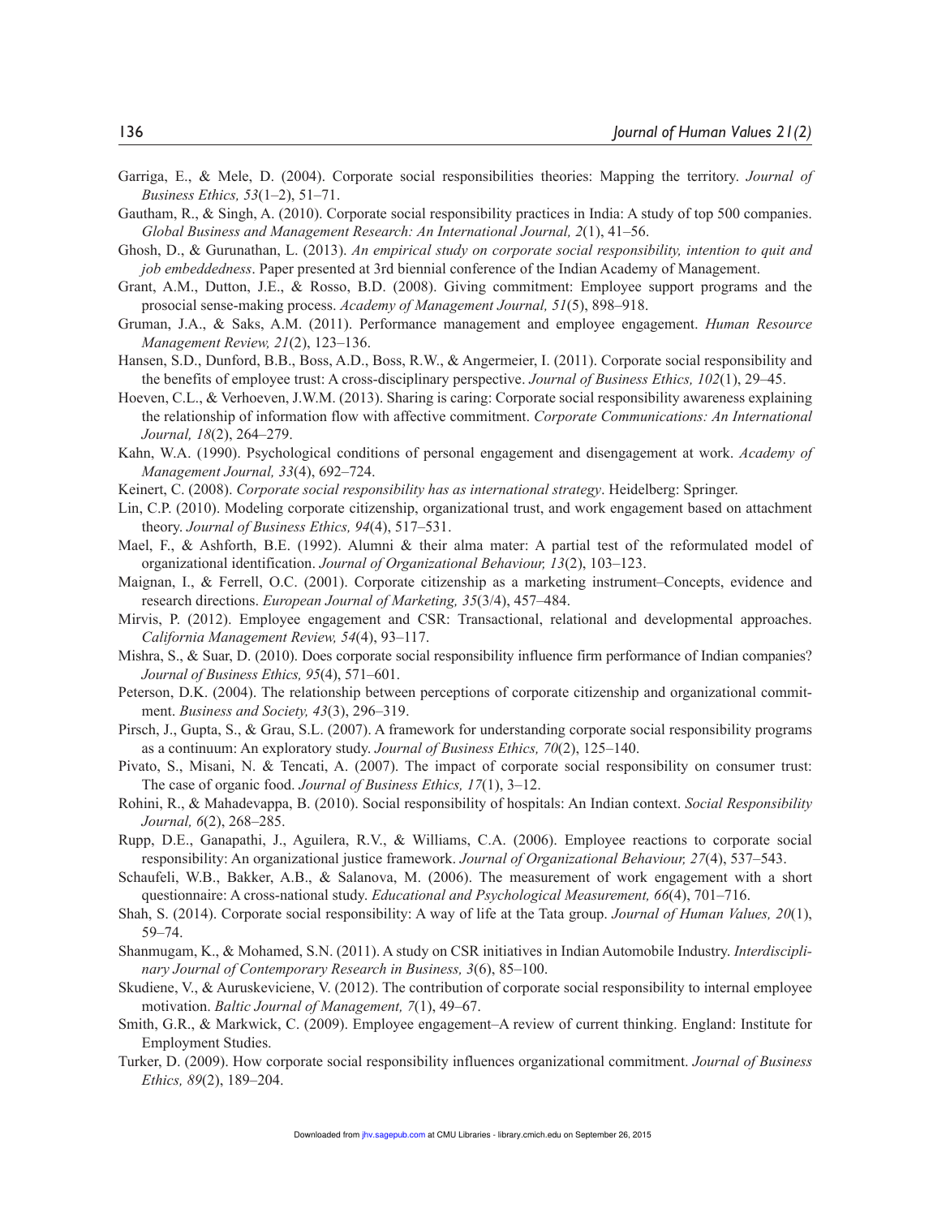Garriga, E., & Mele, D. (2004). Corporate social responsibilities theories: Mapping the territory. *Journal of Business Ethics, 53*(1–2), 51–71.

Gautham, R., & Singh, A. (2010). Corporate social responsibility practices in India: A study of top 500 companies. *Global Business and Management Research: An International Journal, 2*(1), 41–56.

Ghosh, D., & Gurunathan, L. (2013). *An empirical study on corporate social responsibility, intention to quit and job embeddedness*. Paper presented at 3rd biennial conference of the Indian Academy of Management.

Grant, A.M., Dutton, J.E., & Rosso, B.D. (2008). Giving commitment: Employee support programs and the prosocial sense-making process. *Academy of Management Journal, 51*(5), 898–918.

Gruman, J.A., & Saks, A.M. (2011). Performance management and employee engagement. *Human Resource Management Review, 21*(2), 123–136.

Hansen, S.D., Dunford, B.B., Boss, A.D., Boss, R.W., & Angermeier, I. (2011). Corporate social responsibility and the benefits of employee trust: A cross-disciplinary perspective. *Journal of Business Ethics, 102*(1), 29–45.

Hoeven, C.L., & Verhoeven, J.W.M. (2013). Sharing is caring: Corporate social responsibility awareness explaining the relationship of information flow with affective commitment. *Corporate Communications: An International Journal, 18*(2), 264–279.

Kahn, W.A. (1990). Psychological conditions of personal engagement and disengagement at work. *Academy of Management Journal, 33*(4), 692–724.

Keinert, C. (2008). *Corporate social responsibility has as international strategy*. Heidelberg: Springer.

Lin, C.P. (2010). Modeling corporate citizenship, organizational trust, and work engagement based on attachment theory. *Journal of Business Ethics, 94*(4), 517–531.

Mael, F., & Ashforth, B.E. (1992). Alumni & their alma mater: A partial test of the reformulated model of organizational identification. *Journal of Organizational Behaviour, 13*(2), 103–123.

Maignan, I., & Ferrell, O.C. (2001). Corporate citizenship as a marketing instrument–Concepts, evidence and research directions. *European Journal of Marketing, 35*(3/4), 457–484.

Mirvis, P. (2012). Employee engagement and CSR: Transactional, relational and developmental approaches. *California Management Review, 54*(4), 93–117.

Mishra, S., & Suar, D. (2010). Does corporate social responsibility influence firm performance of Indian companies? *Journal of Business Ethics, 95*(4), 571–601.

Peterson, D.K. (2004). The relationship between perceptions of corporate citizenship and organizational commitment. *Business and Society, 43*(3), 296–319.

Pirsch, J., Gupta, S., & Grau, S.L. (2007). A framework for understanding corporate social responsibility programs as a continuum: An exploratory study. *Journal of Business Ethics, 70*(2), 125–140.

Pivato, S., Misani, N. & Tencati, A. (2007). The impact of corporate social responsibility on consumer trust: The case of organic food. *Journal of Business Ethics, 17*(1), 3–12.

Rohini, R., & Mahadevappa, B. (2010). Social responsibility of hospitals: An Indian context. *Social Responsibility Journal, 6*(2), 268–285.

Rupp, D.E., Ganapathi, J., Aguilera, R.V., & Williams, C.A. (2006). Employee reactions to corporate social responsibility: An organizational justice framework. *Journal of Organizational Behaviour, 27*(4), 537–543.

Schaufeli, W.B., Bakker, A.B., & Salanova, M. (2006). The measurement of work engagement with a short questionnaire: A cross-national study. *Educational and Psychological Measurement, 66*(4), 701–716.

Shah, S. (2014). Corporate social responsibility: A way of life at the Tata group. *Journal of Human Values, 20*(1), 59–74.

Shanmugam, K., & Mohamed, S.N. (2011). A study on CSR initiatives in Indian Automobile Industry. *Interdisciplinary Journal of Contemporary Research in Business, 3*(6), 85–100.

Skudiene, V., & Auruskeviciene, V. (2012). The contribution of corporate social responsibility to internal employee motivation. *Baltic Journal of Management, 7*(1), 49–67.

Smith, G.R., & Markwick, C. (2009). Employee engagement–A review of current thinking. England: Institute for Employment Studies.

Turker, D. (2009). How corporate social responsibility influences organizational commitment. *Journal of Business Ethics, 89*(2), 189–204.